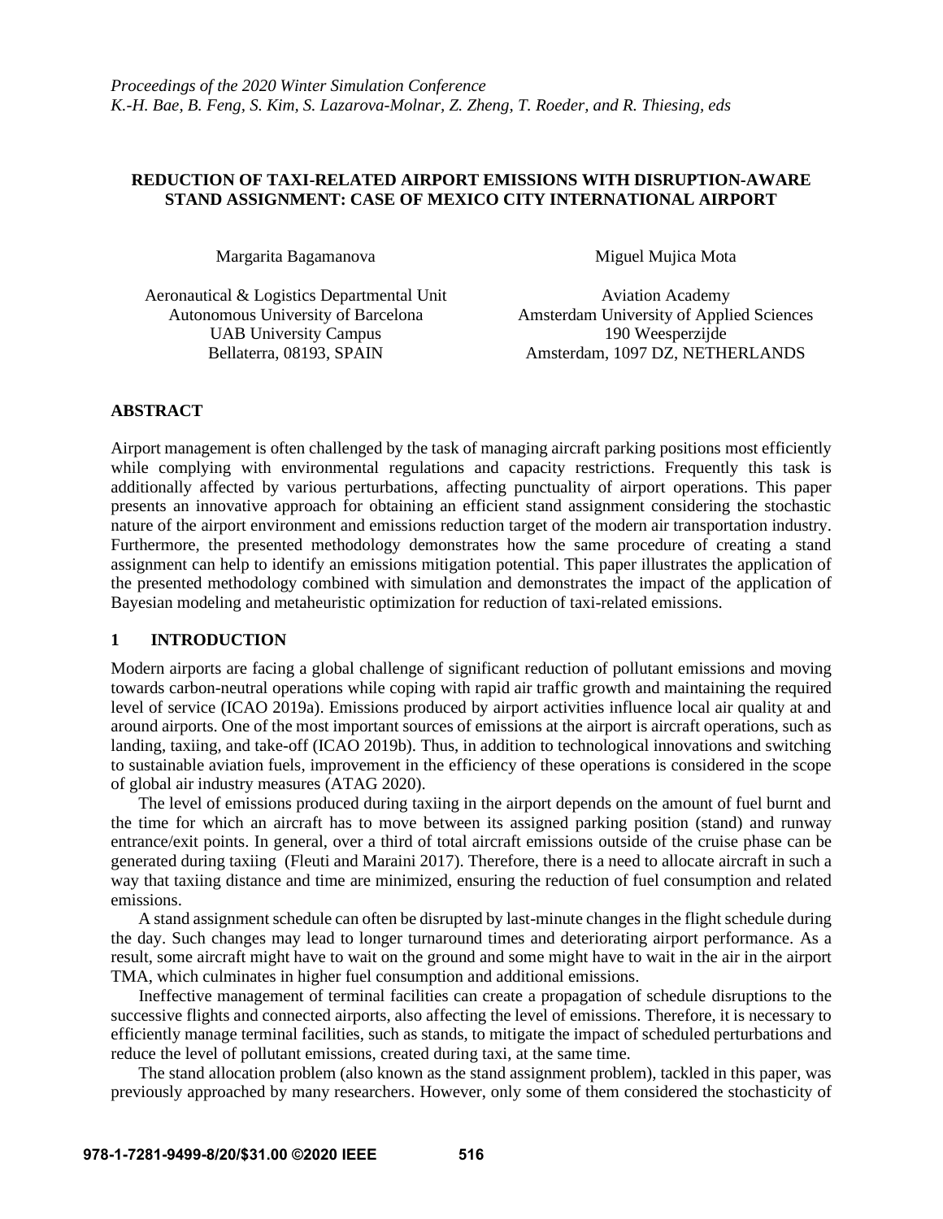*Proceedings of the 2020 Winter Simulation Conference*
*K.-H. Bae, B. Feng, S. Kim, S. Lazarova-Molnar, Z. Zheng, T. Roeder, and R. Thiesing, eds*

# REDUCTION OF TAXI-RELATED AIRPORT EMISSIONS WITH DISRUPTION-AWARE STAND ASSIGNMENT: CASE OF MEXICO CITY INTERNATIONAL AIRPORT

Margarita Bagamanova

Aeronautical & Logistics Departmental Unit
Autonomous University of Barcelona
UAB University Campus
Bellaterra, 08193, SPAIN

Miguel Mujica Mota

Aviation Academy
Amsterdam University of Applied Sciences
190 Weesperzijde
Amsterdam, 1097 DZ, NETHERLANDS

## ABSTRACT

Airport management is often challenged by the task of managing aircraft parking positions most efficiently while complying with environmental regulations and capacity restrictions. Frequently this task is additionally affected by various perturbations, affecting punctuality of airport operations. This paper presents an innovative approach for obtaining an efficient stand assignment considering the stochastic nature of the airport environment and emissions reduction target of the modern air transportation industry. Furthermore, the presented methodology demonstrates how the same procedure of creating a stand assignment can help to identify an emissions mitigation potential. This paper illustrates the application of the presented methodology combined with simulation and demonstrates the impact of the application of Bayesian modeling and metaheuristic optimization for reduction of taxi-related emissions.

## 1 INTRODUCTION

Modern airports are facing a global challenge of significant reduction of pollutant emissions and moving towards carbon-neutral operations while coping with rapid air traffic growth and maintaining the required level of service (ICAO 2019a). Emissions produced by airport activities influence local air quality at and around airports. One of the most important sources of emissions at the airport is aircraft operations, such as landing, taxiing, and take-off (ICAO 2019b). Thus, in addition to technological innovations and switching to sustainable aviation fuels, improvement in the efficiency of these operations is considered in the scope of global air industry measures (ATAG 2020).

The level of emissions produced during taxiing in the airport depends on the amount of fuel burnt and the time for which an aircraft has to move between its assigned parking position (stand) and runway entrance/exit points. In general, over a third of total aircraft emissions outside of the cruise phase can be generated during taxiing (Fleuti and Maraini 2017). Therefore, there is a need to allocate aircraft in such a way that taxiing distance and time are minimized, ensuring the reduction of fuel consumption and related emissions.

A stand assignment schedule can often be disrupted by last-minute changes in the flight schedule during the day. Such changes may lead to longer turnaround times and deteriorating airport performance. As a result, some aircraft might have to wait on the ground and some might have to wait in the air in the airport TMA, which culminates in higher fuel consumption and additional emissions.

Ineffective management of terminal facilities can create a propagation of schedule disruptions to the successive flights and connected airports, also affecting the level of emissions. Therefore, it is necessary to efficiently manage terminal facilities, such as stands, to mitigate the impact of scheduled perturbations and reduce the level of pollutant emissions, created during taxi, at the same time.

The stand allocation problem (also known as the stand assignment problem), tackled in this paper, was previously approached by many researchers. However, only some of them considered the stochasticity of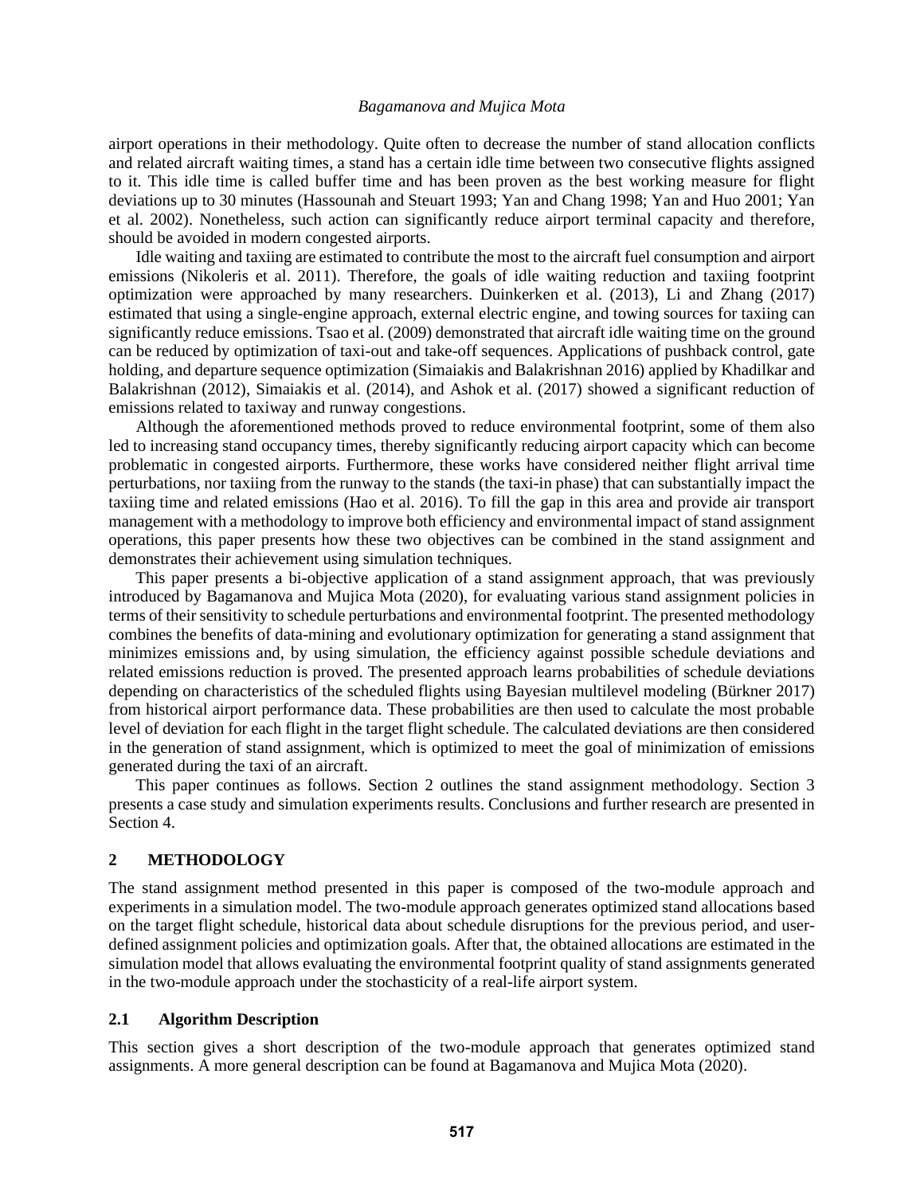airport operations in their methodology. Quite often to decrease the number of stand allocation conflicts and related aircraft waiting times, a stand has a certain idle time between two consecutive flights assigned to it. This idle time is called buffer time and has been proven as the best working measure for flight deviations up to 30 minutes (Hassounah and Steuart 1993; Yan and Chang 1998; Yan and Huo 2001; Yan et al. 2002). Nonetheless, such action can significantly reduce airport terminal capacity and therefore, should be avoided in modern congested airports.

Idle waiting and taxiing are estimated to contribute the most to the aircraft fuel consumption and airport emissions (Nikoleris et al. 2011). Therefore, the goals of idle waiting reduction and taxiing footprint optimization were approached by many researchers. Duinkerken et al. (2013), Li and Zhang (2017) estimated that using a single-engine approach, external electric engine, and towing sources for taxiing can significantly reduce emissions. Tsao et al. (2009) demonstrated that aircraft idle waiting time on the ground can be reduced by optimization of taxi-out and take-off sequences. Applications of pushback control, gate holding, and departure sequence optimization (Simaiakis and Balakrishnan 2016) applied by Khadilkar and Balakrishnan (2012), Simaiakis et al. (2014), and Ashok et al. (2017) showed a significant reduction of emissions related to taxiway and runway congestions.

Although the aforementioned methods proved to reduce environmental footprint, some of them also led to increasing stand occupancy times, thereby significantly reducing airport capacity which can become problematic in congested airports. Furthermore, these works have considered neither flight arrival time perturbations, nor taxiing from the runway to the stands (the taxi-in phase) that can substantially impact the taxiing time and related emissions (Hao et al. 2016). To fill the gap in this area and provide air transport management with a methodology to improve both efficiency and environmental impact of stand assignment operations, this paper presents how these two objectives can be combined in the stand assignment and demonstrates their achievement using simulation techniques.

This paper presents a bi-objective application of a stand assignment approach, that was previously introduced by Bagamanova and Mujica Mota (2020), for evaluating various stand assignment policies in terms of their sensitivity to schedule perturbations and environmental footprint. The presented methodology combines the benefits of data-mining and evolutionary optimization for generating a stand assignment that minimizes emissions and, by using simulation, the efficiency against possible schedule deviations and related emissions reduction is proved. The presented approach learns probabilities of schedule deviations depending on characteristics of the scheduled flights using Bayesian multilevel modeling (Bürkner 2017) from historical airport performance data. These probabilities are then used to calculate the most probable level of deviation for each flight in the target flight schedule. The calculated deviations are then considered in the generation of stand assignment, which is optimized to meet the goal of minimization of emissions generated during the taxi of an aircraft.

This paper continues as follows. Section 2 outlines the stand assignment methodology. Section 3 presents a case study and simulation experiments results. Conclusions and further research are presented in Section 4.

## 2 METHODOLOGY

The stand assignment method presented in this paper is composed of the two-module approach and experiments in a simulation model. The two-module approach generates optimized stand allocations based on the target flight schedule, historical data about schedule disruptions for the previous period, and user-defined assignment policies and optimization goals. After that, the obtained allocations are estimated in the simulation model that allows evaluating the environmental footprint quality of stand assignments generated in the two-module approach under the stochasticity of a real-life airport system.

### 2.1 Algorithm Description

This section gives a short description of the two-module approach that generates optimized stand assignments. A more general description can be found at Bagamanova and Mujica Mota (2020).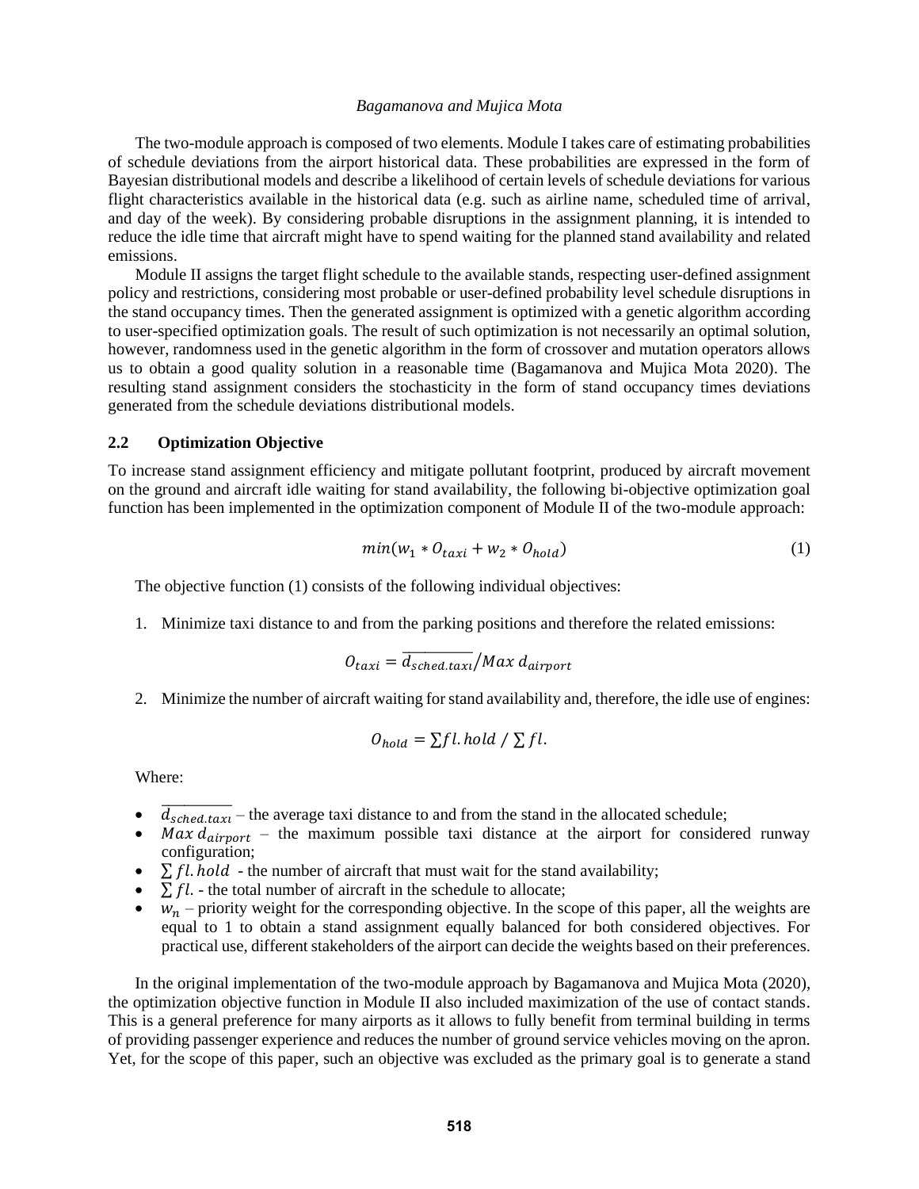The two-module approach is composed of two elements. Module I takes care of estimating probabilities of schedule deviations from the airport historical data. These probabilities are expressed in the form of Bayesian distributional models and describe a likelihood of certain levels of schedule deviations for various flight characteristics available in the historical data (e.g. such as airline name, scheduled time of arrival, and day of the week). By considering probable disruptions in the assignment planning, it is intended to reduce the idle time that aircraft might have to spend waiting for the planned stand availability and related emissions.

Module II assigns the target flight schedule to the available stands, respecting user-defined assignment policy and restrictions, considering most probable or user-defined probability level schedule disruptions in the stand occupancy times. Then the generated assignment is optimized with a genetic algorithm according to user-specified optimization goals. The result of such optimization is not necessarily an optimal solution, however, randomness used in the genetic algorithm in the form of crossover and mutation operators allows us to obtain a good quality solution in a reasonable time (Bagamanova and Mujica Mota 2020). The resulting stand assignment considers the stochasticity in the form of stand occupancy times deviations generated from the schedule deviations distributional models.

### 2.2 Optimization Objective

To increase stand assignment efficiency and mitigate pollutant footprint, produced by aircraft movement on the ground and aircraft idle waiting for stand availability, the following bi-objective optimization goal function has been implemented in the optimization component of Module II of the two-module approach:

$$min(w_1 * O_{taxi} + w_2 * O_{hold}) \tag{1}$$

The objective function (1) consists of the following individual objectives:

1. Minimize taxi distance to and from the parking positions and therefore the related emissions:

$$O_{taxi} = \overline{d_{sched.taxi}} / Max\ d_{airport}$$

2. Minimize the number of aircraft waiting for stand availability and, therefore, the idle use of engines:

$$O_{hold} = \sum fl.hold \ / \ \sum fl.$$

Where:

- $\overline{d_{sched.taxi}}$ – the average taxi distance to and from the stand in the allocated schedule;
- $Max\ d_{airport}$ – the maximum possible taxi distance at the airport for considered runway configuration;
- $\sum fl.hold$ - the number of aircraft that must wait for the stand availability;
- $\sum fl.$ - the total number of aircraft in the schedule to allocate;
- $w_n$ – priority weight for the corresponding objective. In the scope of this paper, all the weights are equal to 1 to obtain a stand assignment equally balanced for both considered objectives. For practical use, different stakeholders of the airport can decide the weights based on their preferences.

In the original implementation of the two-module approach by Bagamanova and Mujica Mota (2020), the optimization objective function in Module II also included maximization of the use of contact stands. This is a general preference for many airports as it allows to fully benefit from terminal building in terms of providing passenger experience and reduces the number of ground service vehicles moving on the apron. Yet, for the scope of this paper, such an objective was excluded as the primary goal is to generate a stand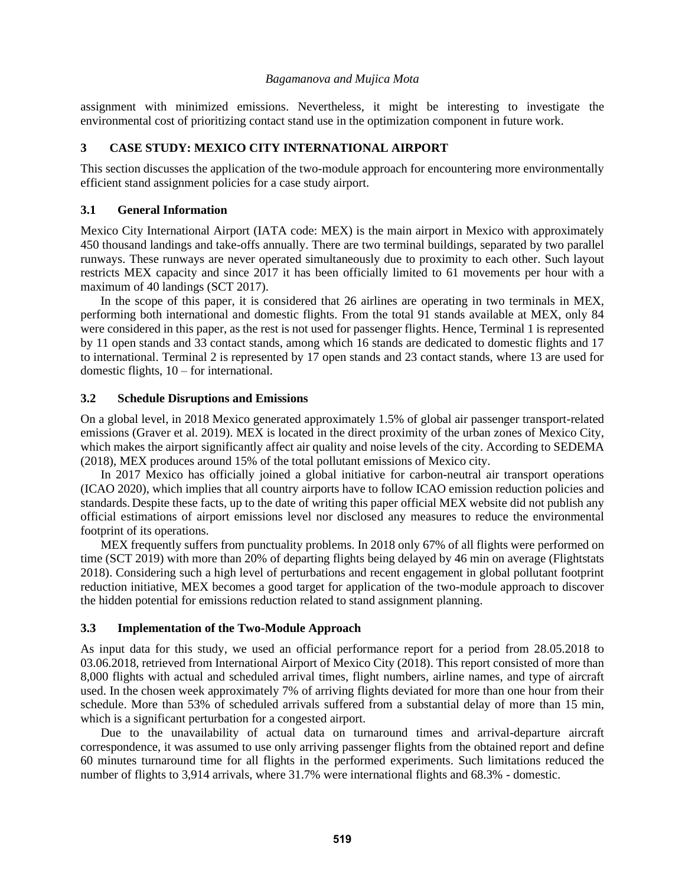assignment with minimized emissions. Nevertheless, it might be interesting to investigate the environmental cost of prioritizing contact stand use in the optimization component in future work.

## 3 CASE STUDY: MEXICO CITY INTERNATIONAL AIRPORT

This section discusses the application of the two-module approach for encountering more environmentally efficient stand assignment policies for a case study airport.

### 3.1 General Information

Mexico City International Airport (IATA code: MEX) is the main airport in Mexico with approximately 450 thousand landings and take-offs annually. There are two terminal buildings, separated by two parallel runways. These runways are never operated simultaneously due to proximity to each other. Such layout restricts MEX capacity and since 2017 it has been officially limited to 61 movements per hour with a maximum of 40 landings (SCT 2017).

In the scope of this paper, it is considered that 26 airlines are operating in two terminals in MEX, performing both international and domestic flights. From the total 91 stands available at MEX, only 84 were considered in this paper, as the rest is not used for passenger flights. Hence, Terminal 1 is represented by 11 open stands and 33 contact stands, among which 16 stands are dedicated to domestic flights and 17 to international. Terminal 2 is represented by 17 open stands and 23 contact stands, where 13 are used for domestic flights, 10 – for international.

### 3.2 Schedule Disruptions and Emissions

On a global level, in 2018 Mexico generated approximately 1.5% of global air passenger transport-related emissions (Graver et al. 2019). MEX is located in the direct proximity of the urban zones of Mexico City, which makes the airport significantly affect air quality and noise levels of the city. According to SEDEMA (2018), MEX produces around 15% of the total pollutant emissions of Mexico city.

In 2017 Mexico has officially joined a global initiative for carbon-neutral air transport operations (ICAO 2020), which implies that all country airports have to follow ICAO emission reduction policies and standards. Despite these facts, up to the date of writing this paper official MEX website did not publish any official estimations of airport emissions level nor disclosed any measures to reduce the environmental footprint of its operations.

MEX frequently suffers from punctuality problems. In 2018 only 67% of all flights were performed on time (SCT 2019) with more than 20% of departing flights being delayed by 46 min on average (Flightstats 2018). Considering such a high level of perturbations and recent engagement in global pollutant footprint reduction initiative, MEX becomes a good target for application of the two-module approach to discover the hidden potential for emissions reduction related to stand assignment planning.

### 3.3 Implementation of the Two-Module Approach

As input data for this study, we used an official performance report for a period from 28.05.2018 to 03.06.2018, retrieved from International Airport of Mexico City (2018). This report consisted of more than 8,000 flights with actual and scheduled arrival times, flight numbers, airline names, and type of aircraft used. In the chosen week approximately 7% of arriving flights deviated for more than one hour from their schedule. More than 53% of scheduled arrivals suffered from a substantial delay of more than 15 min, which is a significant perturbation for a congested airport.

Due to the unavailability of actual data on turnaround times and arrival-departure aircraft correspondence, it was assumed to use only arriving passenger flights from the obtained report and define 60 minutes turnaround time for all flights in the performed experiments. Such limitations reduced the number of flights to 3,914 arrivals, where 31.7% were international flights and 68.3% - domestic.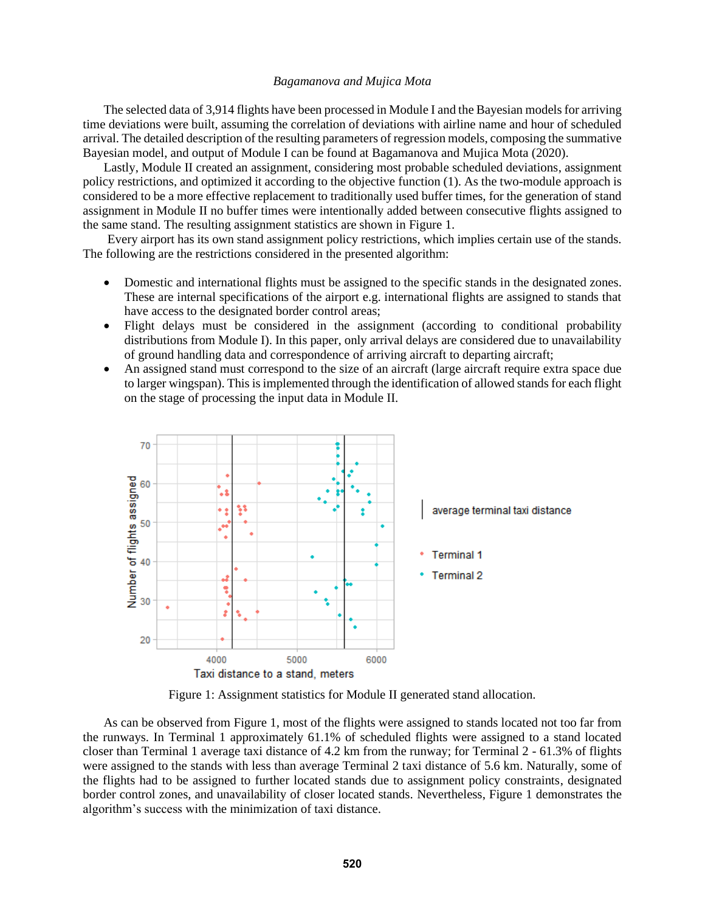The selected data of 3,914 flights have been processed in Module I and the Bayesian models for arriving time deviations were built, assuming the correlation of deviations with airline name and hour of scheduled arrival. The detailed description of the resulting parameters of regression models, composing the summative Bayesian model, and output of Module I can be found at Bagamanova and Mujica Mota (2020).

Lastly, Module II created an assignment, considering most probable scheduled deviations, assignment policy restrictions, and optimized it according to the objective function (1). As the two-module approach is considered to be a more effective replacement to traditionally used buffer times, for the generation of stand assignment in Module II no buffer times were intentionally added between consecutive flights assigned to the same stand. The resulting assignment statistics are shown in Figure 1.

Every airport has its own stand assignment policy restrictions, which implies certain use of the stands. The following are the restrictions considered in the presented algorithm:

- Domestic and international flights must be assigned to the specific stands in the designated zones. These are internal specifications of the airport e.g. international flights are assigned to stands that have access to the designated border control areas;
- Flight delays must be considered in the assignment (according to conditional probability distributions from Module I). In this paper, only arrival delays are considered due to unavailability of ground handling data and correspondence of arriving aircraft to departing aircraft;
- An assigned stand must correspond to the size of an aircraft (large aircraft require extra space due to larger wingspan). This is implemented through the identification of allowed stands for each flight on the stage of processing the input data in Module II.

Figure 1: Assignment statistics for Module II generated stand allocation.

As can be observed from Figure 1, most of the flights were assigned to stands located not too far from the runways. In Terminal 1 approximately 61.1% of scheduled flights were assigned to a stand located closer than Terminal 1 average taxi distance of 4.2 km from the runway; for Terminal 2 - 61.3% of flights were assigned to the stands with less than average Terminal 2 taxi distance of 5.6 km. Naturally, some of the flights had to be assigned to further located stands due to assignment policy constraints, designated border control zones, and unavailability of closer located stands. Nevertheless, Figure 1 demonstrates the algorithm's success with the minimization of taxi distance.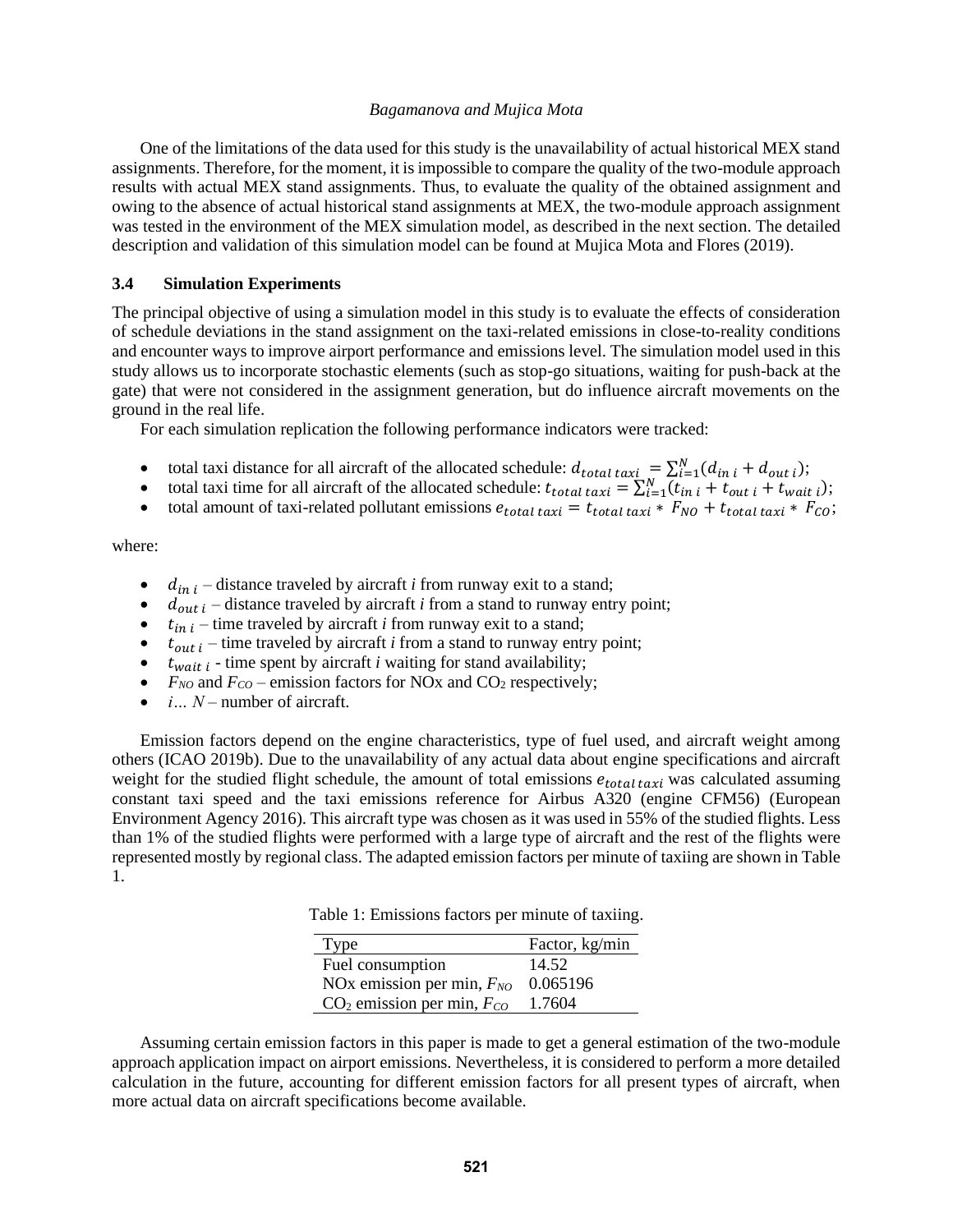One of the limitations of the data used for this study is the unavailability of actual historical MEX stand assignments. Therefore, for the moment, it is impossible to compare the quality of the two-module approach results with actual MEX stand assignments. Thus, to evaluate the quality of the obtained assignment and owing to the absence of actual historical stand assignments at MEX, the two-module approach assignment was tested in the environment of the MEX simulation model, as described in the next section. The detailed description and validation of this simulation model can be found at Mujica Mota and Flores (2019).

### 3.4 Simulation Experiments

The principal objective of using a simulation model in this study is to evaluate the effects of consideration of schedule deviations in the stand assignment on the taxi-related emissions in close-to-reality conditions and encounter ways to improve airport performance and emissions level. The simulation model used in this study allows us to incorporate stochastic elements (such as stop-go situations, waiting for push-back at the gate) that were not considered in the assignment generation, but do influence aircraft movements on the ground in the real life.

For each simulation replication the following performance indicators were tracked:

- total taxi distance for all aircraft of the allocated schedule: $d_{total\ taxi} = \sum_{i=1}^{N}(d_{in\ i} + d_{out\ i})$;
- total taxi time for all aircraft of the allocated schedule: $t_{total\ taxi} = \sum_{i=1}^{N}(t_{in\ i} + t_{out\ i} + t_{wait\ i})$;
- total amount of taxi-related pollutant emissions $e_{total\ taxi} = t_{total\ taxi} * F_{NO} + t_{total\ taxi} * F_{CO}$;

where:

- $d_{in\ i}$ – distance traveled by aircraft *i* from runway exit to a stand;
- $d_{out\ i}$ – distance traveled by aircraft *i* from a stand to runway entry point;
- $t_{in\ i}$ – time traveled by aircraft *i* from runway exit to a stand;
- $t_{out\ i}$ – time traveled by aircraft *i* from a stand to runway entry point;
- $t_{wait\ i}$ - time spent by aircraft *i* waiting for stand availability;
- $F_{NO}$ and $F_{CO}$ – emission factors for NOx and $CO_2$ respectively;
- *i… N* – number of aircraft.

Emission factors depend on the engine characteristics, type of fuel used, and aircraft weight among others (ICAO 2019b). Due to the unavailability of any actual data about engine specifications and aircraft weight for the studied flight schedule, the amount of total emissions $e_{total\,taxi}$ was calculated assuming constant taxi speed and the taxi emissions reference for Airbus A320 (engine CFM56) (European Environment Agency 2016). This aircraft type was chosen as it was used in 55% of the studied flights. Less than 1% of the studied flights were performed with a large type of aircraft and the rest of the flights were represented mostly by regional class. The adapted emission factors per minute of taxiing are shown in Table 1.

Table 1: Emissions factors per minute of taxiing.

| Type | Factor, kg/min |
|---|---|
| Fuel consumption | 14.52 |
| NOx emission per min, $F_{NO}$ | 0.065196 |
| $CO_2$ emission per min, $F_{CO}$ | 1.7604 |

Assuming certain emission factors in this paper is made to get a general estimation of the two-module approach application impact on airport emissions. Nevertheless, it is considered to perform a more detailed calculation in the future, accounting for different emission factors for all present types of aircraft, when more actual data on aircraft specifications become available.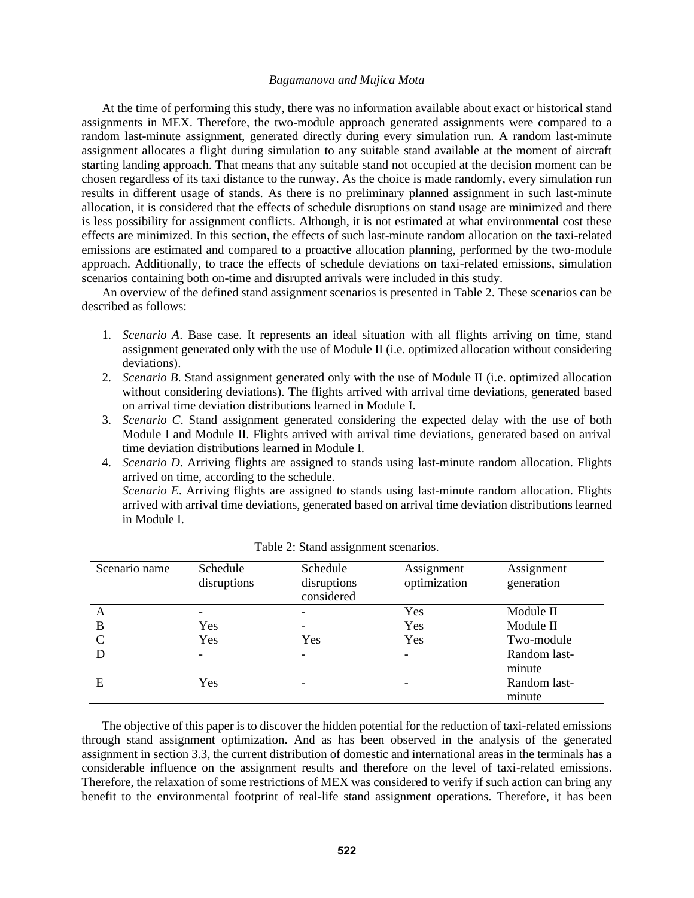At the time of performing this study, there was no information available about exact or historical stand assignments in MEX. Therefore, the two-module approach generated assignments were compared to a random last-minute assignment, generated directly during every simulation run. A random last-minute assignment allocates a flight during simulation to any suitable stand available at the moment of aircraft starting landing approach. That means that any suitable stand not occupied at the decision moment can be chosen regardless of its taxi distance to the runway. As the choice is made randomly, every simulation run results in different usage of stands. As there is no preliminary planned assignment in such last-minute allocation, it is considered that the effects of schedule disruptions on stand usage are minimized and there is less possibility for assignment conflicts. Although, it is not estimated at what environmental cost these effects are minimized. In this section, the effects of such last-minute random allocation on the taxi-related emissions are estimated and compared to a proactive allocation planning, performed by the two-module approach. Additionally, to trace the effects of schedule deviations on taxi-related emissions, simulation scenarios containing both on-time and disrupted arrivals were included in this study.

An overview of the defined stand assignment scenarios is presented in Table 2. These scenarios can be described as follows:

1. *Scenario A*. Base case. It represents an ideal situation with all flights arriving on time, stand assignment generated only with the use of Module II (i.e. optimized allocation without considering deviations).
2. *Scenario B*. Stand assignment generated only with the use of Module II (i.e. optimized allocation without considering deviations). The flights arrived with arrival time deviations, generated based on arrival time deviation distributions learned in Module I.
3. *Scenario C*. Stand assignment generated considering the expected delay with the use of both Module I and Module II. Flights arrived with arrival time deviations, generated based on arrival time deviation distributions learned in Module I.
4. *Scenario D*. Arriving flights are assigned to stands using last-minute random allocation. Flights arrived on time, according to the schedule.
   *Scenario E*. Arriving flights are assigned to stands using last-minute random allocation. Flights arrived with arrival time deviations, generated based on arrival time deviation distributions learned in Module I.

Table 2: Stand assignment scenarios.

| Scenario name | Schedule disruptions | Schedule disruptions considered | Assignment optimization | Assignment generation |
|---|---|---|---|---|
| A | - | - | Yes | Module II |
| B | Yes | - | Yes | Module II |
| C | Yes | Yes | Yes | Two-module |
| D | - | - | - | Random last-minute |
| E | Yes | - | - | Random last-minute |

The objective of this paper is to discover the hidden potential for the reduction of taxi-related emissions through stand assignment optimization. And as has been observed in the analysis of the generated assignment in section 3.3, the current distribution of domestic and international areas in the terminals has a considerable influence on the assignment results and therefore on the level of taxi-related emissions. Therefore, the relaxation of some restrictions of MEX was considered to verify if such action can bring any benefit to the environmental footprint of real-life stand assignment operations. Therefore, it has been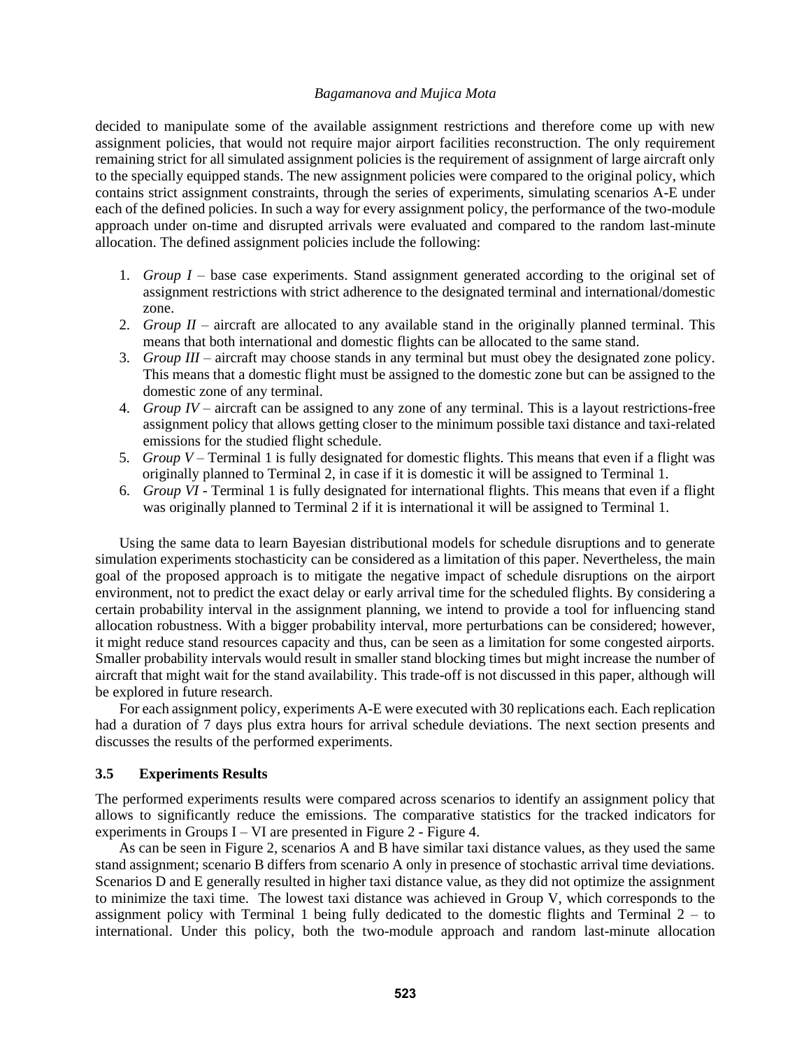decided to manipulate some of the available assignment restrictions and therefore come up with new assignment policies, that would not require major airport facilities reconstruction. The only requirement remaining strict for all simulated assignment policies is the requirement of assignment of large aircraft only to the specially equipped stands. The new assignment policies were compared to the original policy, which contains strict assignment constraints, through the series of experiments, simulating scenarios A-E under each of the defined policies. In such a way for every assignment policy, the performance of the two-module approach under on-time and disrupted arrivals were evaluated and compared to the random last-minute allocation. The defined assignment policies include the following:

1. *Group I* – base case experiments. Stand assignment generated according to the original set of assignment restrictions with strict adherence to the designated terminal and international/domestic zone.
2. *Group II* – aircraft are allocated to any available stand in the originally planned terminal. This means that both international and domestic flights can be allocated to the same stand.
3. *Group III* – aircraft may choose stands in any terminal but must obey the designated zone policy. This means that a domestic flight must be assigned to the domestic zone but can be assigned to the domestic zone of any terminal.
4. *Group IV* – aircraft can be assigned to any zone of any terminal. This is a layout restrictions-free assignment policy that allows getting closer to the minimum possible taxi distance and taxi-related emissions for the studied flight schedule.
5. *Group V* – Terminal 1 is fully designated for domestic flights. This means that even if a flight was originally planned to Terminal 2, in case if it is domestic it will be assigned to Terminal 1.
6. *Group VI* - Terminal 1 is fully designated for international flights. This means that even if a flight was originally planned to Terminal 2 if it is international it will be assigned to Terminal 1.

Using the same data to learn Bayesian distributional models for schedule disruptions and to generate simulation experiments stochasticity can be considered as a limitation of this paper. Nevertheless, the main goal of the proposed approach is to mitigate the negative impact of schedule disruptions on the airport environment, not to predict the exact delay or early arrival time for the scheduled flights. By considering a certain probability interval in the assignment planning, we intend to provide a tool for influencing stand allocation robustness. With a bigger probability interval, more perturbations can be considered; however, it might reduce stand resources capacity and thus, can be seen as a limitation for some congested airports. Smaller probability intervals would result in smaller stand blocking times but might increase the number of aircraft that might wait for the stand availability. This trade-off is not discussed in this paper, although will be explored in future research.

For each assignment policy, experiments A-E were executed with 30 replications each. Each replication had a duration of 7 days plus extra hours for arrival schedule deviations. The next section presents and discusses the results of the performed experiments.

### 3.5 Experiments Results

The performed experiments results were compared across scenarios to identify an assignment policy that allows to significantly reduce the emissions. The comparative statistics for the tracked indicators for experiments in Groups I – VI are presented in Figure 2 - Figure 4.

As can be seen in Figure 2, scenarios A and B have similar taxi distance values, as they used the same stand assignment; scenario B differs from scenario A only in presence of stochastic arrival time deviations. Scenarios D and E generally resulted in higher taxi distance value, as they did not optimize the assignment to minimize the taxi time. The lowest taxi distance was achieved in Group V, which corresponds to the assignment policy with Terminal 1 being fully dedicated to the domestic flights and Terminal 2 – to international. Under this policy, both the two-module approach and random last-minute allocation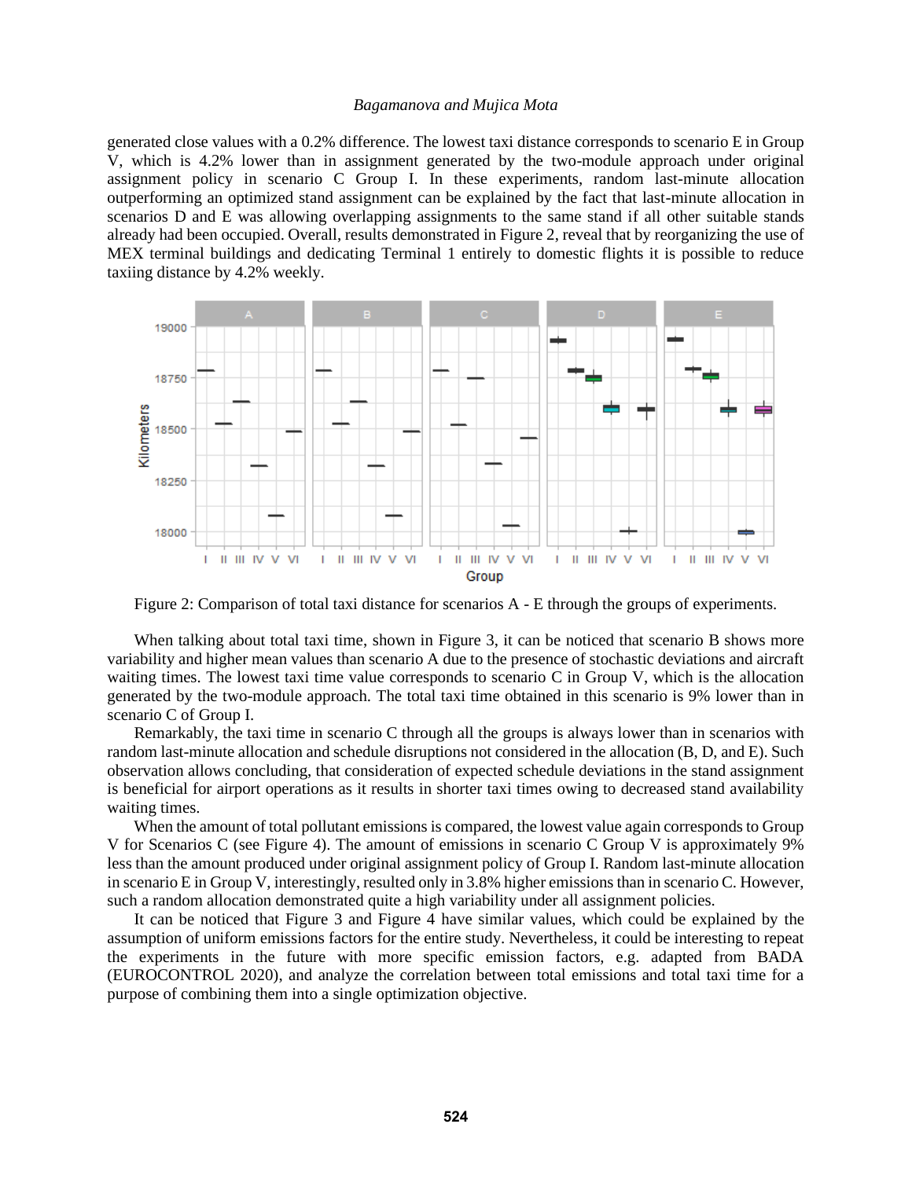generated close values with a 0.2% difference. The lowest taxi distance corresponds to scenario E in Group V, which is 4.2% lower than in assignment generated by the two-module approach under original assignment policy in scenario C Group I. In these experiments, random last-minute allocation outperforming an optimized stand assignment can be explained by the fact that last-minute allocation in scenarios D and E was allowing overlapping assignments to the same stand if all other suitable stands already had been occupied. Overall, results demonstrated in Figure 2, reveal that by reorganizing the use of MEX terminal buildings and dedicating Terminal 1 entirely to domestic flights it is possible to reduce taxiing distance by 4.2% weekly.

Figure 2: Comparison of total taxi distance for scenarios A - E through the groups of experiments.

When talking about total taxi time, shown in Figure 3, it can be noticed that scenario B shows more variability and higher mean values than scenario A due to the presence of stochastic deviations and aircraft waiting times. The lowest taxi time value corresponds to scenario C in Group V, which is the allocation generated by the two-module approach. The total taxi time obtained in this scenario is 9% lower than in scenario C of Group I.

Remarkably, the taxi time in scenario C through all the groups is always lower than in scenarios with random last-minute allocation and schedule disruptions not considered in the allocation (B, D, and E). Such observation allows concluding, that consideration of expected schedule deviations in the stand assignment is beneficial for airport operations as it results in shorter taxi times owing to decreased stand availability waiting times.

When the amount of total pollutant emissions is compared, the lowest value again corresponds to Group V for Scenarios C (see Figure 4). The amount of emissions in scenario C Group V is approximately 9% less than the amount produced under original assignment policy of Group I. Random last-minute allocation in scenario E in Group V, interestingly, resulted only in 3.8% higher emissions than in scenario C. However, such a random allocation demonstrated quite a high variability under all assignment policies.

It can be noticed that Figure 3 and Figure 4 have similar values, which could be explained by the assumption of uniform emissions factors for the entire study. Nevertheless, it could be interesting to repeat the experiments in the future with more specific emission factors, e.g. adapted from BADA (EUROCONTROL 2020), and analyze the correlation between total emissions and total taxi time for a purpose of combining them into a single optimization objective.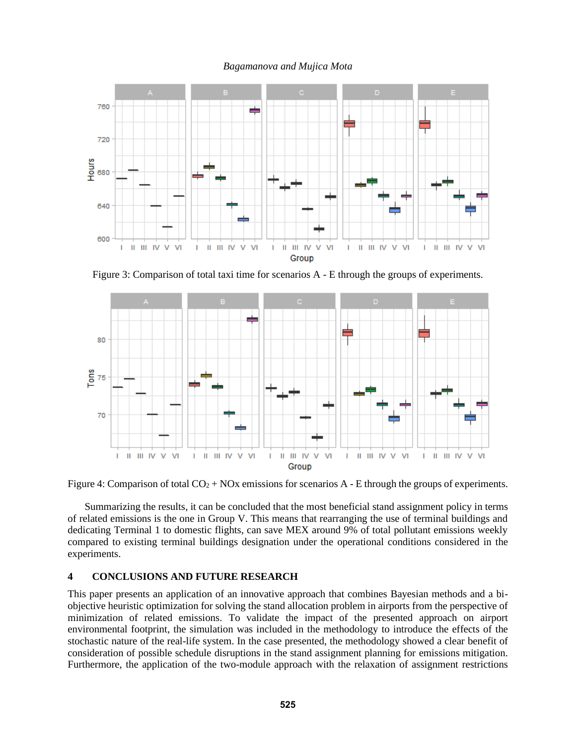Figure 3: Comparison of total taxi time for scenarios A - E through the groups of experiments.

Figure 4: Comparison of total $CO_2$ + NOx emissions for scenarios A - E through the groups of experiments.

Summarizing the results, it can be concluded that the most beneficial stand assignment policy in terms of related emissions is the one in Group V. This means that rearranging the use of terminal buildings and dedicating Terminal 1 to domestic flights, can save MEX around 9% of total pollutant emissions weekly compared to existing terminal buildings designation under the operational conditions considered in the experiments.

## 4 CONCLUSIONS AND FUTURE RESEARCH

This paper presents an application of an innovative approach that combines Bayesian methods and a bi-objective heuristic optimization for solving the stand allocation problem in airports from the perspective of minimization of related emissions. To validate the impact of the presented approach on airport environmental footprint, the simulation was included in the methodology to introduce the effects of the stochastic nature of the real-life system. In the case presented, the methodology showed a clear benefit of consideration of possible schedule disruptions in the stand assignment planning for emissions mitigation. Furthermore, the application of the two-module approach with the relaxation of assignment restrictions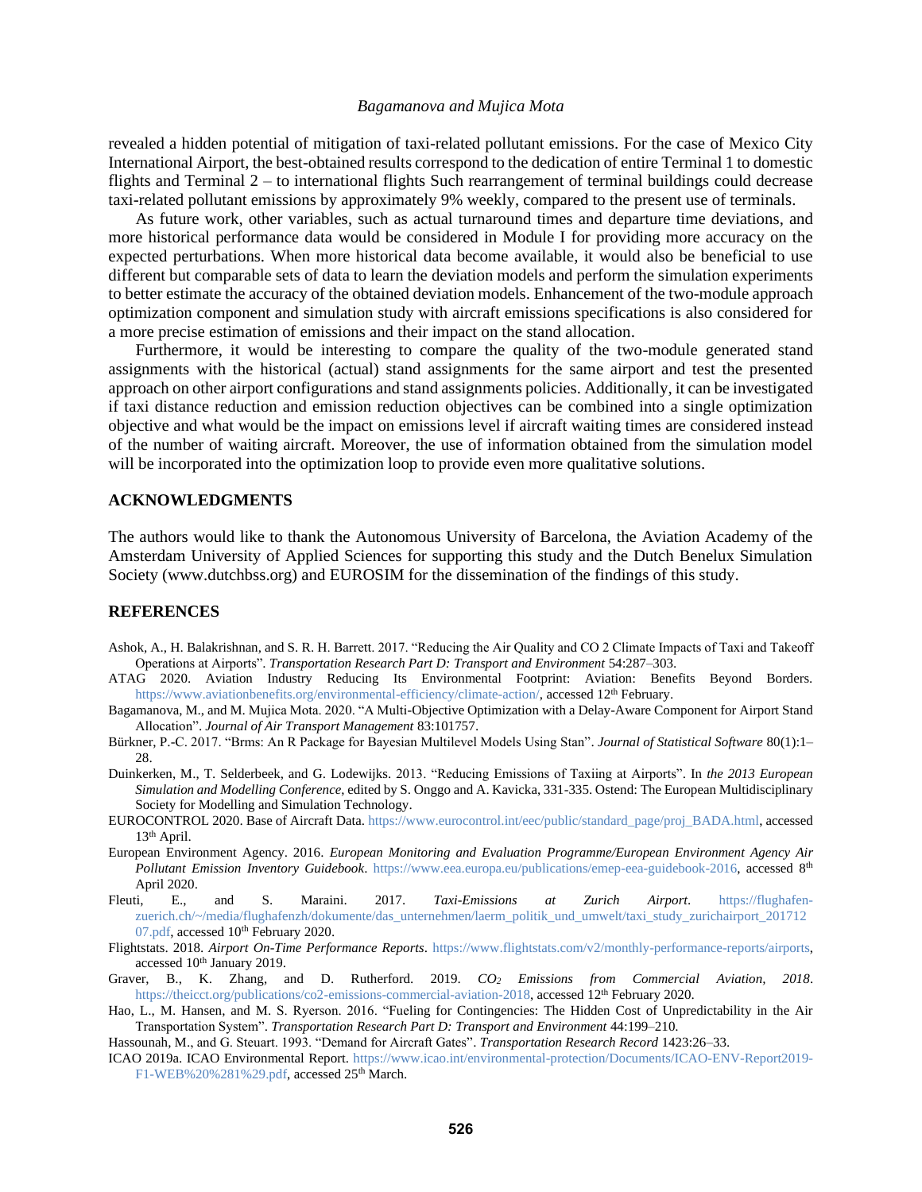revealed a hidden potential of mitigation of taxi-related pollutant emissions. For the case of Mexico City International Airport, the best-obtained results correspond to the dedication of entire Terminal 1 to domestic flights and Terminal 2 – to international flights Such rearrangement of terminal buildings could decrease taxi-related pollutant emissions by approximately 9% weekly, compared to the present use of terminals.

As future work, other variables, such as actual turnaround times and departure time deviations, and more historical performance data would be considered in Module I for providing more accuracy on the expected perturbations. When more historical data become available, it would also be beneficial to use different but comparable sets of data to learn the deviation models and perform the simulation experiments to better estimate the accuracy of the obtained deviation models. Enhancement of the two-module approach optimization component and simulation study with aircraft emissions specifications is also considered for a more precise estimation of emissions and their impact on the stand allocation.

Furthermore, it would be interesting to compare the quality of the two-module generated stand assignments with the historical (actual) stand assignments for the same airport and test the presented approach on other airport configurations and stand assignments policies. Additionally, it can be investigated if taxi distance reduction and emission reduction objectives can be combined into a single optimization objective and what would be the impact on emissions level if aircraft waiting times are considered instead of the number of waiting aircraft. Moreover, the use of information obtained from the simulation model will be incorporated into the optimization loop to provide even more qualitative solutions.

## ACKNOWLEDGMENTS

The authors would like to thank the Autonomous University of Barcelona, the Aviation Academy of the Amsterdam University of Applied Sciences for supporting this study and the Dutch Benelux Simulation Society (www.dutchbss.org) and EUROSIM for the dissemination of the findings of this study.

## REFERENCES

Ashok, A., H. Balakrishnan, and S. R. H. Barrett. 2017. "Reducing the Air Quality and CO 2 Climate Impacts of Taxi and Takeoff Operations at Airports". *Transportation Research Part D: Transport and Environment* 54:287–303.

ATAG 2020. Aviation Industry Reducing Its Environmental Footprint: Aviation: Benefits Beyond Borders. https://www.aviationbenefits.org/environmental-efficiency/climate-action/, accessed 12th February.

Bagamanova, M., and M. Mujica Mota. 2020. "A Multi-Objective Optimization with a Delay-Aware Component for Airport Stand Allocation". *Journal of Air Transport Management* 83:101757.

Bürkner, P.-C. 2017. "Brms: An R Package for Bayesian Multilevel Models Using Stan". *Journal of Statistical Software* 80(1):1–28.

Duinkerken, M., T. Selderbeek, and G. Lodewijks. 2013. "Reducing Emissions of Taxiing at Airports". In *the 2013 European Simulation and Modelling Conference*, edited by S. Onggo and A. Kavicka, 331-335. Ostend: The European Multidisciplinary Society for Modelling and Simulation Technology.

EUROCONTROL 2020. Base of Aircraft Data. https://www.eurocontrol.int/eec/public/standard_page/proj_BADA.html, accessed 13th April.

European Environment Agency. 2016. *European Monitoring and Evaluation Programme/European Environment Agency Air Pollutant Emission Inventory Guidebook*. https://www.eea.europa.eu/publications/emep-eea-guidebook-2016, accessed 8th April 2020.

Fleuti, E., and S. Maraini. 2017. *Taxi-Emissions at Zurich Airport*. https://flughafen-zuerich.ch/~/media/flughafenzh/dokumente/das_unternehmen/laerm_politik_und_umwelt/taxi_study_zurichairport_20171207.pdf, accessed 10th February 2020.

Flightstats. 2018. *Airport On-Time Performance Reports*. https://www.flightstats.com/v2/monthly-performance-reports/airports, accessed 10th January 2019.

Graver, B., K. Zhang, and D. Rutherford. 2019. *$CO_2$ Emissions from Commercial Aviation, 2018*. https://theicct.org/publications/co2-emissions-commercial-aviation-2018, accessed 12th February 2020.

Hao, L., M. Hansen, and M. S. Ryerson. 2016. "Fueling for Contingencies: The Hidden Cost of Unpredictability in the Air Transportation System". *Transportation Research Part D: Transport and Environment* 44:199–210.

Hassounah, M., and G. Steuart. 1993. "Demand for Aircraft Gates". *Transportation Research Record* 1423:26–33.

ICAO 2019a. ICAO Environmental Report. https://www.icao.int/environmental-protection/Documents/ICAO-ENV-Report2019-F1-WEB%20%281%29.pdf, accessed 25th March.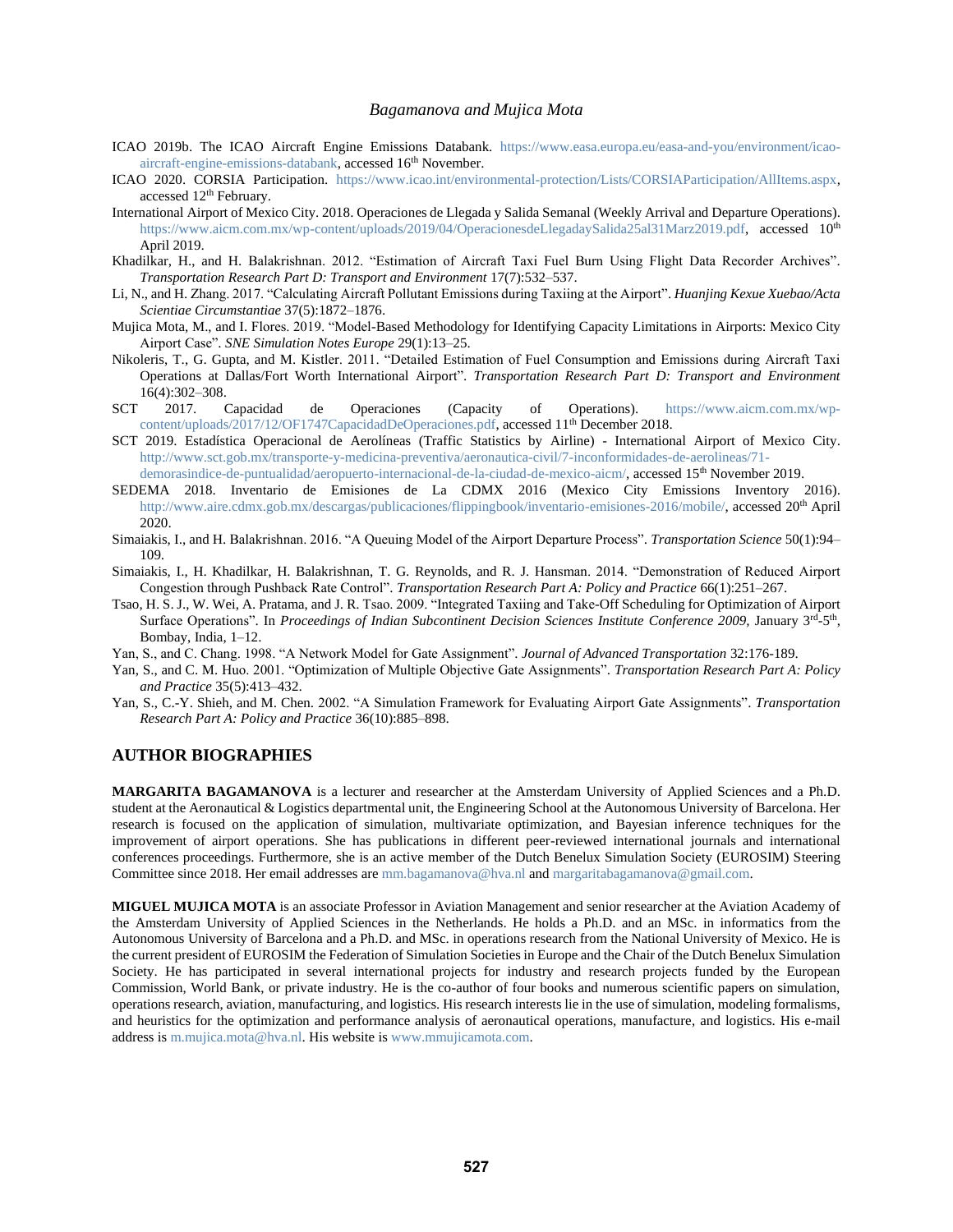ICAO 2019b. The ICAO Aircraft Engine Emissions Databank. https://www.easa.europa.eu/easa-and-you/environment/icao-aircraft-engine-emissions-databank, accessed 16th November.

ICAO 2020. CORSIA Participation. https://www.icao.int/environmental-protection/Lists/CORSIAParticipation/AllItems.aspx, accessed 12th February.

International Airport of Mexico City. 2018. Operaciones de Llegada y Salida Semanal (Weekly Arrival and Departure Operations). https://www.aicm.com.mx/wp-content/uploads/2019/04/OperacionesdeLlegadaySalida25al31Marz2019.pdf, accessed 10th April 2019.

Khadilkar, H., and H. Balakrishnan. 2012. "Estimation of Aircraft Taxi Fuel Burn Using Flight Data Recorder Archives". *Transportation Research Part D: Transport and Environment* 17(7):532–537.

Li, N., and H. Zhang. 2017. "Calculating Aircraft Pollutant Emissions during Taxiing at the Airport". *Huanjing Kexue Xuebao/Acta Scientiae Circumstantiae* 37(5):1872–1876.

Mujica Mota, M., and I. Flores. 2019. "Model-Based Methodology for Identifying Capacity Limitations in Airports: Mexico City Airport Case". *SNE Simulation Notes Europe* 29(1):13–25.

Nikoleris, T., G. Gupta, and M. Kistler. 2011. "Detailed Estimation of Fuel Consumption and Emissions during Aircraft Taxi Operations at Dallas/Fort Worth International Airport". *Transportation Research Part D: Transport and Environment* 16(4):302–308.

SCT 2017. Capacidad de Operaciones (Capacity of Operations). https://www.aicm.com.mx/wp-content/uploads/2017/12/OF1747CapacidadDeOperaciones.pdf, accessed 11th December 2018.

SCT 2019. Estadística Operacional de Aerolíneas (Traffic Statistics by Airline) - International Airport of Mexico City. http://www.sct.gob.mx/transporte-y-medicina-preventiva/aeronautica-civil/7-inconformidades-de-aerolineas/71-demorasindice-de-puntualidad/aeropuerto-internacional-de-la-ciudad-de-mexico-aicm/, accessed 15th November 2019.

SEDEMA 2018. Inventario de Emisiones de La CDMX 2016 (Mexico City Emissions Inventory 2016). http://www.aire.cdmx.gob.mx/descargas/publicaciones/flippingbook/inventario-emisiones-2016/mobile/, accessed 20th April 2020.

Simaiakis, I., and H. Balakrishnan. 2016. "A Queuing Model of the Airport Departure Process". *Transportation Science* 50(1):94–109.

Simaiakis, I., H. Khadilkar, H. Balakrishnan, T. G. Reynolds, and R. J. Hansman. 2014. "Demonstration of Reduced Airport Congestion through Pushback Rate Control". *Transportation Research Part A: Policy and Practice* 66(1):251–267.

Tsao, H. S. J., W. Wei, A. Pratama, and J. R. Tsao. 2009. "Integrated Taxiing and Take-Off Scheduling for Optimization of Airport Surface Operations". In *Proceedings of Indian Subcontinent Decision Sciences Institute Conference 2009,* January 3rd-5th, Bombay, India, 1–12.

Yan, S., and C. Chang. 1998. "A Network Model for Gate Assignment". *Journal of Advanced Transportation* 32:176-189.

Yan, S., and C. M. Huo. 2001. "Optimization of Multiple Objective Gate Assignments". *Transportation Research Part A: Policy and Practice* 35(5):413–432.

Yan, S., C.-Y. Shieh, and M. Chen. 2002. "A Simulation Framework for Evaluating Airport Gate Assignments". *Transportation Research Part A: Policy and Practice* 36(10):885–898.

## AUTHOR BIOGRAPHIES

**MARGARITA BAGAMANOVA** is a lecturer and researcher at the Amsterdam University of Applied Sciences and a Ph.D. student at the Aeronautical & Logistics departmental unit, the Engineering School at the Autonomous University of Barcelona. Her research is focused on the application of simulation, multivariate optimization, and Bayesian inference techniques for the improvement of airport operations. She has publications in different peer-reviewed international journals and international conferences proceedings. Furthermore, she is an active member of the Dutch Benelux Simulation Society (EUROSIM) Steering Committee since 2018. Her email addresses are mm.bagamanova@hva.nl and margaritabagamanova@gmail.com.

**MIGUEL MUJICA MOTA** is an associate Professor in Aviation Management and senior researcher at the Aviation Academy of the Amsterdam University of Applied Sciences in the Netherlands. He holds a Ph.D. and an MSc. in informatics from the Autonomous University of Barcelona and a Ph.D. and MSc. in operations research from the National University of Mexico. He is the current president of EUROSIM the Federation of Simulation Societies in Europe and the Chair of the Dutch Benelux Simulation Society. He has participated in several international projects for industry and research projects funded by the European Commission, World Bank, or private industry. He is the co-author of four books and numerous scientific papers on simulation, operations research, aviation, manufacturing, and logistics. His research interests lie in the use of simulation, modeling formalisms, and heuristics for the optimization and performance analysis of aeronautical operations, manufacture, and logistics. His e-mail address is m.mujica.mota@hva.nl. His website is www.mmujicamota.com.